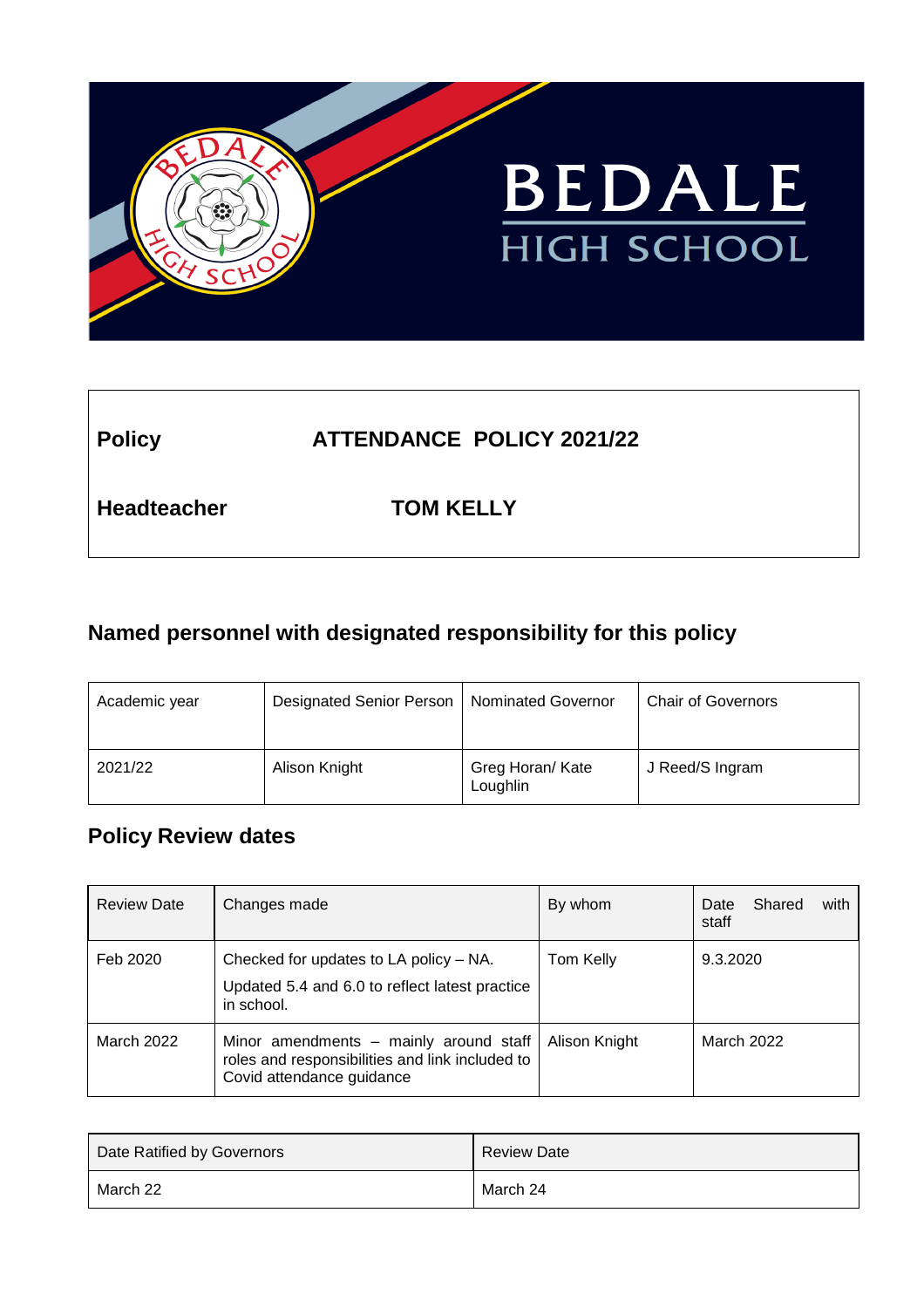BEDALE HIGH SCHOOL

| **Policy** | **ATTENDANCE POLICY 2021/22** |
|---|---|
| **Headteacher** | **TOM KELLY** |

## Named personnel with designated responsibility for this policy

| Academic year | Designated Senior Person | Nominated Governor | Chair of Governors |
|---|---|---|---|
| 2021/22 | Alison Knight | Greg Horan/ Kate Loughlin | J Reed/S Ingram |

## Policy Review dates

| Review Date | Changes made | By whom | Date Shared with staff |
|---|---|---|---|
| Feb 2020 | Checked for updates to LA policy – NA. Updated 5.4 and 6.0 to reflect latest practice in school. | Tom Kelly | 9.3.2020 |
| March 2022 | Minor amendments – mainly around staff roles and responsibilities and link included to Covid attendance guidance | Alison Knight | March 2022 |

| Date Ratified by Governors | Review Date |
|---|---|
| March 22 | March 24 |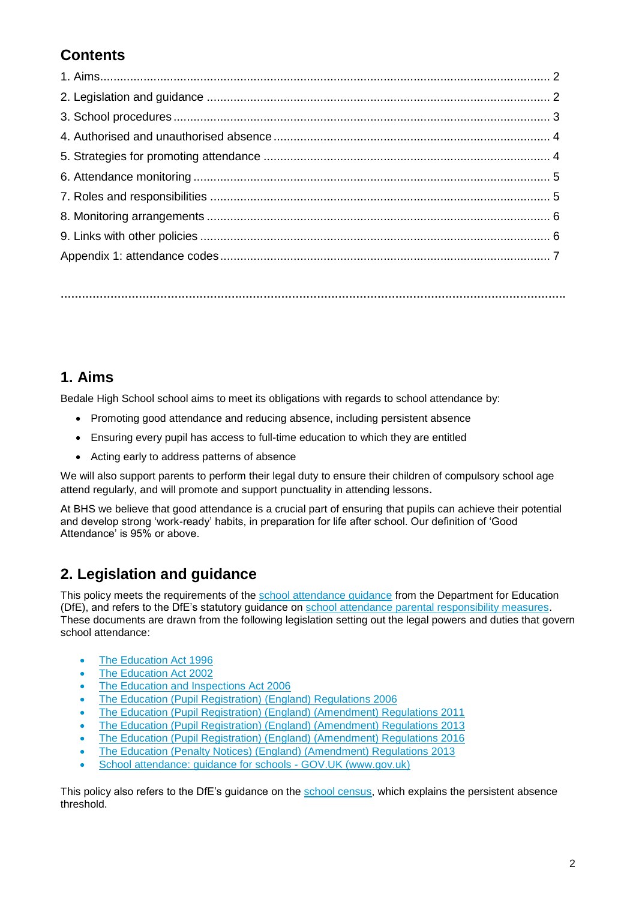## Contents

1. Aims.......................................................................................................................... 2
2. Legislation and guidance ........................................................................................ 2
3. School procedures .................................................................................................. 3
4. Authorised and unauthorised absence ..................................................................... 4
5. Strategies for promoting attendance ....................................................................... 4
6. Attendance monitoring ............................................................................................ 5
7. Roles and responsibilities ....................................................................................... 5
8. Monitoring arrangements ........................................................................................ 6
9. Links with other policies .......................................................................................... 6

Appendix 1: attendance codes .................................................................................... 7

## 1. Aims

Bedale High School school aims to meet its obligations with regards to school attendance by:

- Promoting good attendance and reducing absence, including persistent absence
- Ensuring every pupil has access to full-time education to which they are entitled
- Acting early to address patterns of absence

We will also support parents to perform their legal duty to ensure their children of compulsory school age attend regularly, and will promote and support punctuality in attending lessons.

At BHS we believe that good attendance is a crucial part of ensuring that pupils can achieve their potential and develop strong 'work-ready' habits, in preparation for life after school. Our definition of 'Good Attendance' is 95% or above.

## 2. Legislation and guidance

This policy meets the requirements of the school attendance guidance from the Department for Education (DfE), and refers to the DfE's statutory guidance on school attendance parental responsibility measures. These documents are drawn from the following legislation setting out the legal powers and duties that govern school attendance:

- The Education Act 1996
- The Education Act 2002
- The Education and Inspections Act 2006
- The Education (Pupil Registration) (England) Regulations 2006
- The Education (Pupil Registration) (England) (Amendment) Regulations 2011
- The Education (Pupil Registration) (England) (Amendment) Regulations 2013
- The Education (Pupil Registration) (England) (Amendment) Regulations 2016
- The Education (Penalty Notices) (England) (Amendment) Regulations 2013
- School attendance: guidance for schools - GOV.UK (www.gov.uk)

This policy also refers to the DfE's guidance on the school census, which explains the persistent absence threshold.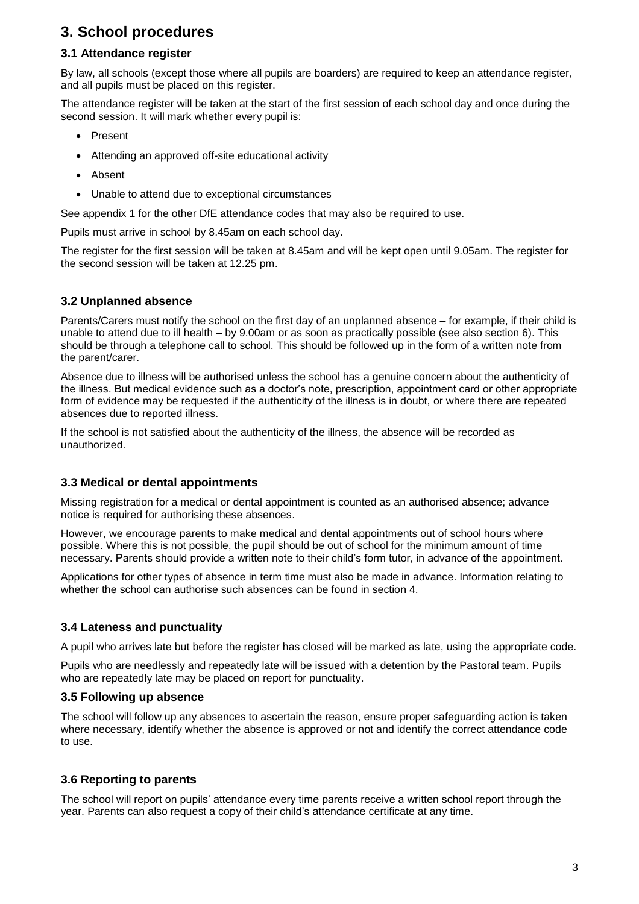# 3. School procedures

## 3.1 Attendance register

By law, all schools (except those where all pupils are boarders) are required to keep an attendance register, and all pupils must be placed on this register.

The attendance register will be taken at the start of the first session of each school day and once during the second session. It will mark whether every pupil is:

- Present
- Attending an approved off-site educational activity
- Absent
- Unable to attend due to exceptional circumstances

See appendix 1 for the other DfE attendance codes that may also be required to use.

Pupils must arrive in school by 8.45am on each school day.

The register for the first session will be taken at 8.45am and will be kept open until 9.05am. The register for the second session will be taken at 12.25 pm.

## 3.2 Unplanned absence

Parents/Carers must notify the school on the first day of an unplanned absence – for example, if their child is unable to attend due to ill health – by 9.00am or as soon as practically possible (see also section 6). This should be through a telephone call to school. This should be followed up in the form of a written note from the parent/carer.

Absence due to illness will be authorised unless the school has a genuine concern about the authenticity of the illness. But medical evidence such as a doctor's note, prescription, appointment card or other appropriate form of evidence may be requested if the authenticity of the illness is in doubt, or where there are repeated absences due to reported illness.

If the school is not satisfied about the authenticity of the illness, the absence will be recorded as unauthorized.

## 3.3 Medical or dental appointments

Missing registration for a medical or dental appointment is counted as an authorised absence; advance notice is required for authorising these absences.

However, we encourage parents to make medical and dental appointments out of school hours where possible. Where this is not possible, the pupil should be out of school for the minimum amount of time necessary. Parents should provide a written note to their child's form tutor, in advance of the appointment.

Applications for other types of absence in term time must also be made in advance. Information relating to whether the school can authorise such absences can be found in section 4.

## 3.4 Lateness and punctuality

A pupil who arrives late but before the register has closed will be marked as late, using the appropriate code.

Pupils who are needlessly and repeatedly late will be issued with a detention by the Pastoral team. Pupils who are repeatedly late may be placed on report for punctuality.

## 3.5 Following up absence

The school will follow up any absences to ascertain the reason, ensure proper safeguarding action is taken where necessary, identify whether the absence is approved or not and identify the correct attendance code to use.

## 3.6 Reporting to parents

The school will report on pupils' attendance every time parents receive a written school report through the year. Parents can also request a copy of their child's attendance certificate at any time.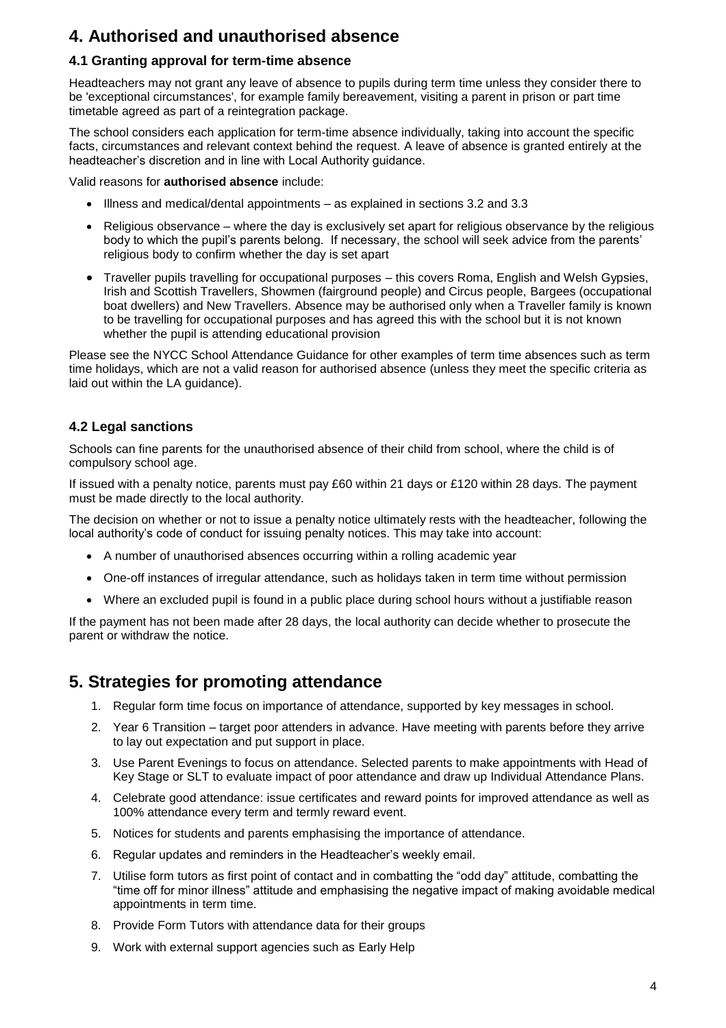## 4. Authorised and unauthorised absence

### 4.1 Granting approval for term-time absence

Headteachers may not grant any leave of absence to pupils during term time unless they consider there to be 'exceptional circumstances', for example family bereavement, visiting a parent in prison or part time timetable agreed as part of a reintegration package.

The school considers each application for term-time absence individually, taking into account the specific facts, circumstances and relevant context behind the request. A leave of absence is granted entirely at the headteacher's discretion and in line with Local Authority guidance.

Valid reasons for **authorised absence** include:

- Illness and medical/dental appointments – as explained in sections 3.2 and 3.3
- Religious observance – where the day is exclusively set apart for religious observance by the religious body to which the pupil's parents belong. If necessary, the school will seek advice from the parents' religious body to confirm whether the day is set apart
- Traveller pupils travelling for occupational purposes – this covers Roma, English and Welsh Gypsies, Irish and Scottish Travellers, Showmen (fairground people) and Circus people, Bargees (occupational boat dwellers) and New Travellers. Absence may be authorised only when a Traveller family is known to be travelling for occupational purposes and has agreed this with the school but it is not known whether the pupil is attending educational provision

Please see the NYCC School Attendance Guidance for other examples of term time absences such as term time holidays, which are not a valid reason for authorised absence (unless they meet the specific criteria as laid out within the LA guidance).

### 4.2 Legal sanctions

Schools can fine parents for the unauthorised absence of their child from school, where the child is of compulsory school age.

If issued with a penalty notice, parents must pay £60 within 21 days or £120 within 28 days. The payment must be made directly to the local authority.

The decision on whether or not to issue a penalty notice ultimately rests with the headteacher, following the local authority's code of conduct for issuing penalty notices. This may take into account:

- A number of unauthorised absences occurring within a rolling academic year
- One-off instances of irregular attendance, such as holidays taken in term time without permission
- Where an excluded pupil is found in a public place during school hours without a justifiable reason

If the payment has not been made after 28 days, the local authority can decide whether to prosecute the parent or withdraw the notice.

## 5. Strategies for promoting attendance

1. Regular form time focus on importance of attendance, supported by key messages in school.
2. Year 6 Transition – target poor attenders in advance. Have meeting with parents before they arrive to lay out expectation and put support in place.
3. Use Parent Evenings to focus on attendance. Selected parents to make appointments with Head of Key Stage or SLT to evaluate impact of poor attendance and draw up Individual Attendance Plans.
4. Celebrate good attendance: issue certificates and reward points for improved attendance as well as 100% attendance every term and termly reward event.
5. Notices for students and parents emphasising the importance of attendance.
6. Regular updates and reminders in the Headteacher's weekly email.
7. Utilise form tutors as first point of contact and in combatting the "odd day" attitude, combatting the "time off for minor illness" attitude and emphasising the negative impact of making avoidable medical appointments in term time.
8. Provide Form Tutors with attendance data for their groups
9. Work with external support agencies such as Early Help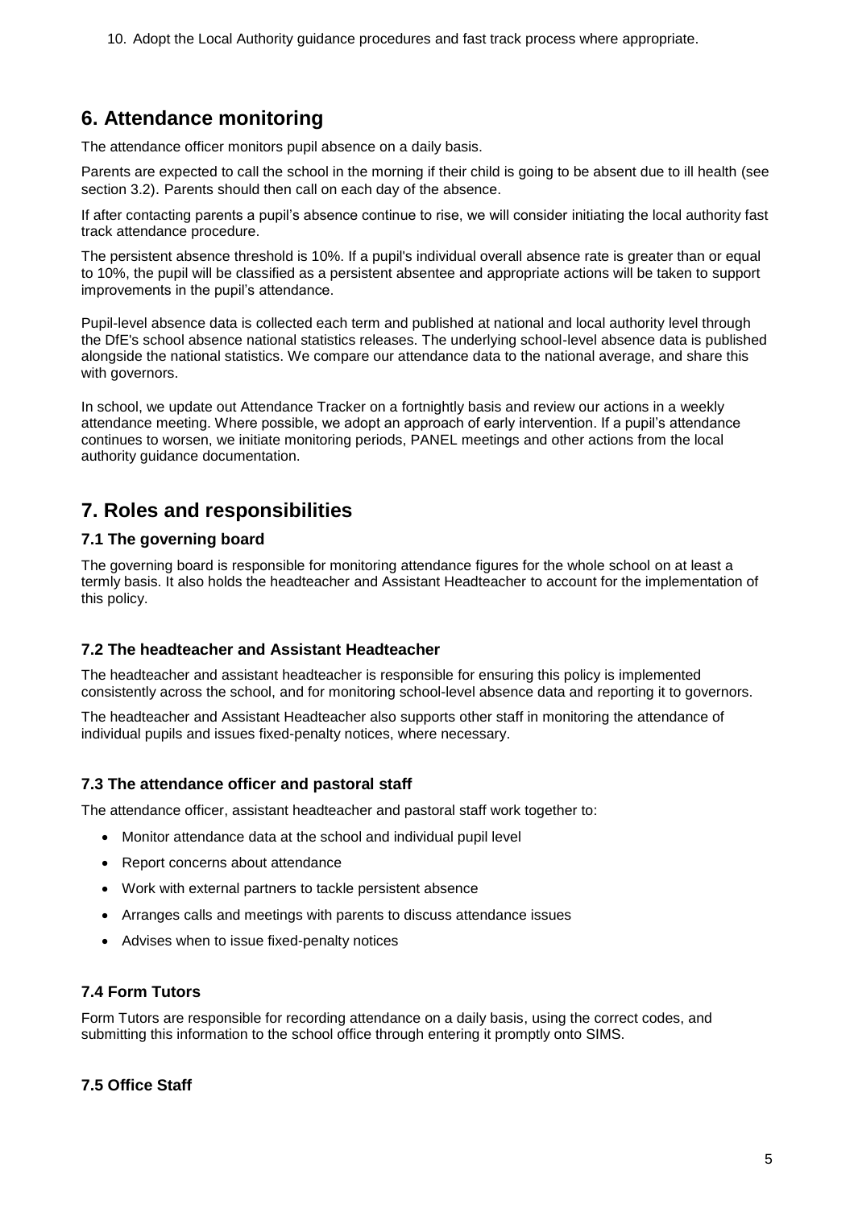10. Adopt the Local Authority guidance procedures and fast track process where appropriate.

## 6. Attendance monitoring

The attendance officer monitors pupil absence on a daily basis.

Parents are expected to call the school in the morning if their child is going to be absent due to ill health (see section 3.2). Parents should then call on each day of the absence.

If after contacting parents a pupil's absence continue to rise, we will consider initiating the local authority fast track attendance procedure.

The persistent absence threshold is 10%. If a pupil's individual overall absence rate is greater than or equal to 10%, the pupil will be classified as a persistent absentee and appropriate actions will be taken to support improvements in the pupil's attendance.

Pupil-level absence data is collected each term and published at national and local authority level through the DfE's school absence national statistics releases. The underlying school-level absence data is published alongside the national statistics. We compare our attendance data to the national average, and share this with governors.

In school, we update out Attendance Tracker on a fortnightly basis and review our actions in a weekly attendance meeting. Where possible, we adopt an approach of early intervention. If a pupil's attendance continues to worsen, we initiate monitoring periods, PANEL meetings and other actions from the local authority guidance documentation.

## 7. Roles and responsibilities

### 7.1 The governing board

The governing board is responsible for monitoring attendance figures for the whole school on at least a termly basis. It also holds the headteacher and Assistant Headteacher to account for the implementation of this policy.

### 7.2 The headteacher and Assistant Headteacher

The headteacher and assistant headteacher is responsible for ensuring this policy is implemented consistently across the school, and for monitoring school-level absence data and reporting it to governors.

The headteacher and Assistant Headteacher also supports other staff in monitoring the attendance of individual pupils and issues fixed-penalty notices, where necessary.

### 7.3 The attendance officer and pastoral staff

The attendance officer, assistant headteacher and pastoral staff work together to:

- Monitor attendance data at the school and individual pupil level
- Report concerns about attendance
- Work with external partners to tackle persistent absence
- Arranges calls and meetings with parents to discuss attendance issues
- Advises when to issue fixed-penalty notices

### 7.4 Form Tutors

Form Tutors are responsible for recording attendance on a daily basis, using the correct codes, and submitting this information to the school office through entering it promptly onto SIMS.

### 7.5 Office Staff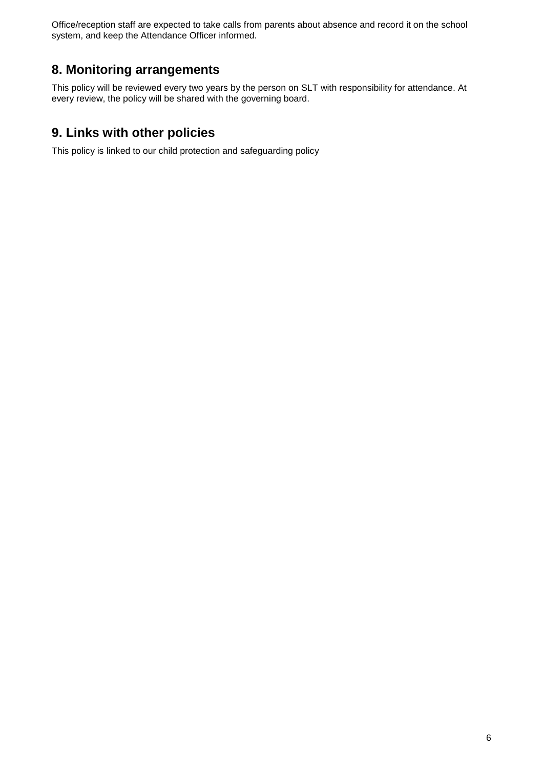Office/reception staff are expected to take calls from parents about absence and record it on the school system, and keep the Attendance Officer informed.

## 8. Monitoring arrangements

This policy will be reviewed every two years by the person on SLT with responsibility for attendance. At every review, the policy will be shared with the governing board.

## 9. Links with other policies

This policy is linked to our child protection and safeguarding policy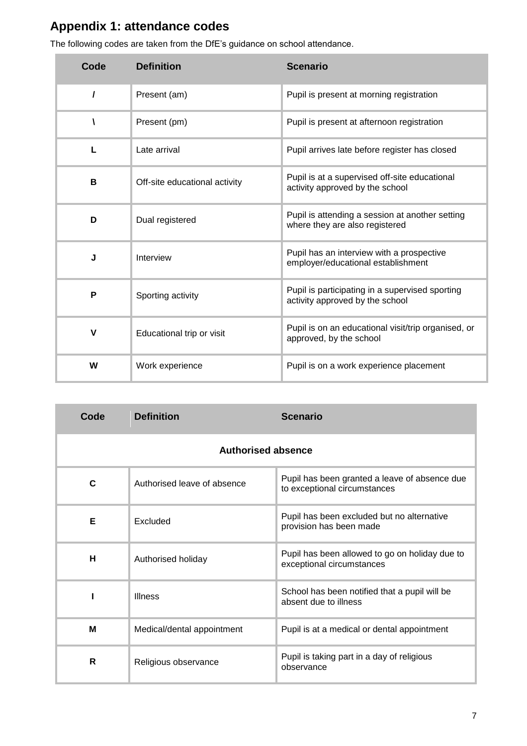## Appendix 1: attendance codes

The following codes are taken from the DfE's guidance on school attendance.

| Code | Definition | Scenario |
| --- | --- | --- |
| / | Present (am) | Pupil is present at morning registration |
| \ | Present (pm) | Pupil is present at afternoon registration |
| L | Late arrival | Pupil arrives late before register has closed |
| B | Off-site educational activity | Pupil is at a supervised off-site educational activity approved by the school |
| D | Dual registered | Pupil is attending a session at another setting where they are also registered |
| J | Interview | Pupil has an interview with a prospective employer/educational establishment |
| P | Sporting activity | Pupil is participating in a supervised sporting activity approved by the school |
| V | Educational trip or visit | Pupil is on an educational visit/trip organised, or approved, by the school |
| W | Work experience | Pupil is on a work experience placement |

| Code | Definition | Scenario |
| --- | --- | --- |
| **Authorised absence** | | |
| C | Authorised leave of absence | Pupil has been granted a leave of absence due to exceptional circumstances |
| E | Excluded | Pupil has been excluded but no alternative provision has been made |
| H | Authorised holiday | Pupil has been allowed to go on holiday due to exceptional circumstances |
| I | Illness | School has been notified that a pupil will be absent due to illness |
| M | Medical/dental appointment | Pupil is at a medical or dental appointment |
| R | Religious observance | Pupil is taking part in a day of religious observance |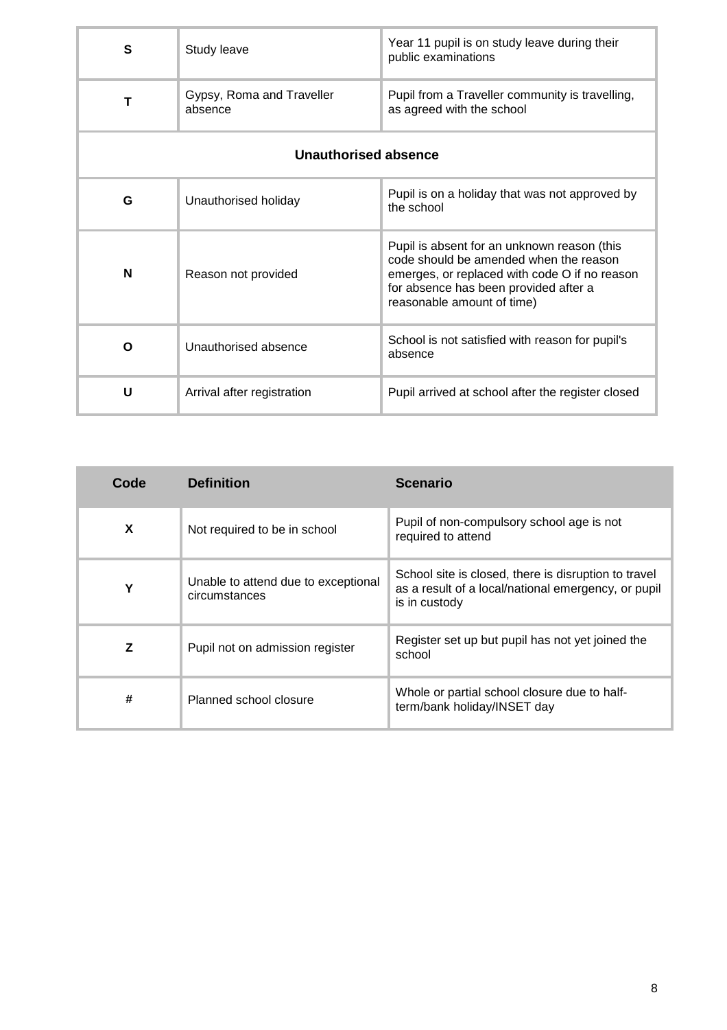| | | |
|---|---|---|
| **S** | Study leave | Year 11 pupil is on study leave during their public examinations |
| **T** | Gypsy, Roma and Traveller absence | Pupil from a Traveller community is travelling, as agreed with the school |
| **Unauthorised absence** | | |
| **G** | Unauthorised holiday | Pupil is on a holiday that was not approved by the school |
| **N** | Reason not provided | Pupil is absent for an unknown reason (this code should be amended when the reason emerges, or replaced with code O if no reason for absence has been provided after a reasonable amount of time) |
| **O** | Unauthorised absence | School is not satisfied with reason for pupil's absence |
| **U** | Arrival after registration | Pupil arrived at school after the register closed |

| Code | Definition | Scenario |
|---|---|---|
| **X** | Not required to be in school | Pupil of non-compulsory school age is not required to attend |
| **Y** | Unable to attend due to exceptional circumstances | School site is closed, there is disruption to travel as a result of a local/national emergency, or pupil is in custody |
| **Z** | Pupil not on admission register | Register set up but pupil has not yet joined the school |
| **#** | Planned school closure | Whole or partial school closure due to half-term/bank holiday/INSET day |